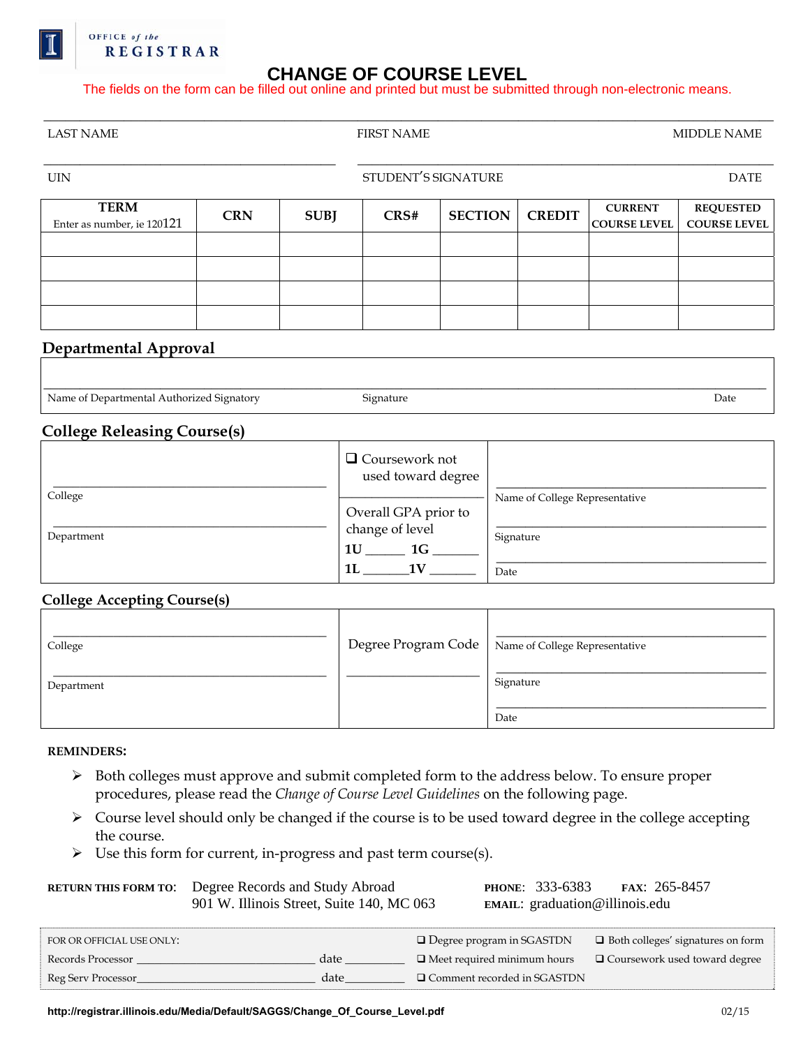OFFICE of the REGISTRAR

# CHANGE OF COURSE LEVEL

The fields on the form can be filled out online and printed but must be submitted through non-electronic means.

LAST NAME ____________________ FIRST NAME ____________________ MIDDLE NAME ____________________

UIN ____________________ STUDENT'S SIGNATURE ____________________ DATE ____________________

| TERM<br>Enter as number, ie 120121 | CRN | SUBJ | CRS# | SECTION | CREDIT | CURRENT COURSE LEVEL | REQUESTED COURSE LEVEL |
|---|---|---|---|---|---|---|---|
| | | | | | | | |
| | | | | | | | |
| | | | | | | | |
| | | | | | | | |

## Departmental Approval

Name of Departmental Authorized Signatory ____________________ Signature ____________________ Date ____________________

## College Releasing Course(s)

College ____________________

Department ____________________

❑ Coursework not used toward degree

Overall GPA prior to change of level

1U ______ 1G ______

1L ______ 1V ______

Name of College Representative ____________________

Signature ____________________

Date ____________________

## College Accepting Course(s)

College ____________________

Department ____________________

Degree Program Code ____________________

Name of College Representative ____________________

Signature ____________________

Date ____________________

**REMINDERS:**

- Both colleges must approve and submit completed form to the address below. To ensure proper procedures, please read the *Change of Course Level Guidelines* on the following page.
- Course level should only be changed if the course is to be used toward degree in the college accepting the course.
- Use this form for current, in-progress and past term course(s).

**RETURN THIS FORM TO:** Degree Records and Study Abroad
901 W. Illinois Street, Suite 140, MC 063

**PHONE:** 333-6383 **FAX:** 265-8457
**EMAIL:** graduation@illinois.edu

FOR OR OFFICIAL USE ONLY:

Records Processor ____________________ date __________

Reg Serv Processor ____________________ date __________

❑ Degree program in SGASTDN
❑ Meet required minimum hours
❑ Comment recorded in SGASTDN
❑ Both colleges' signatures on form
❑ Coursework used toward degree

http://registrar.illinois.edu/Media/Default/SAGGS/Change_Of_Course_Level.pdf 02/15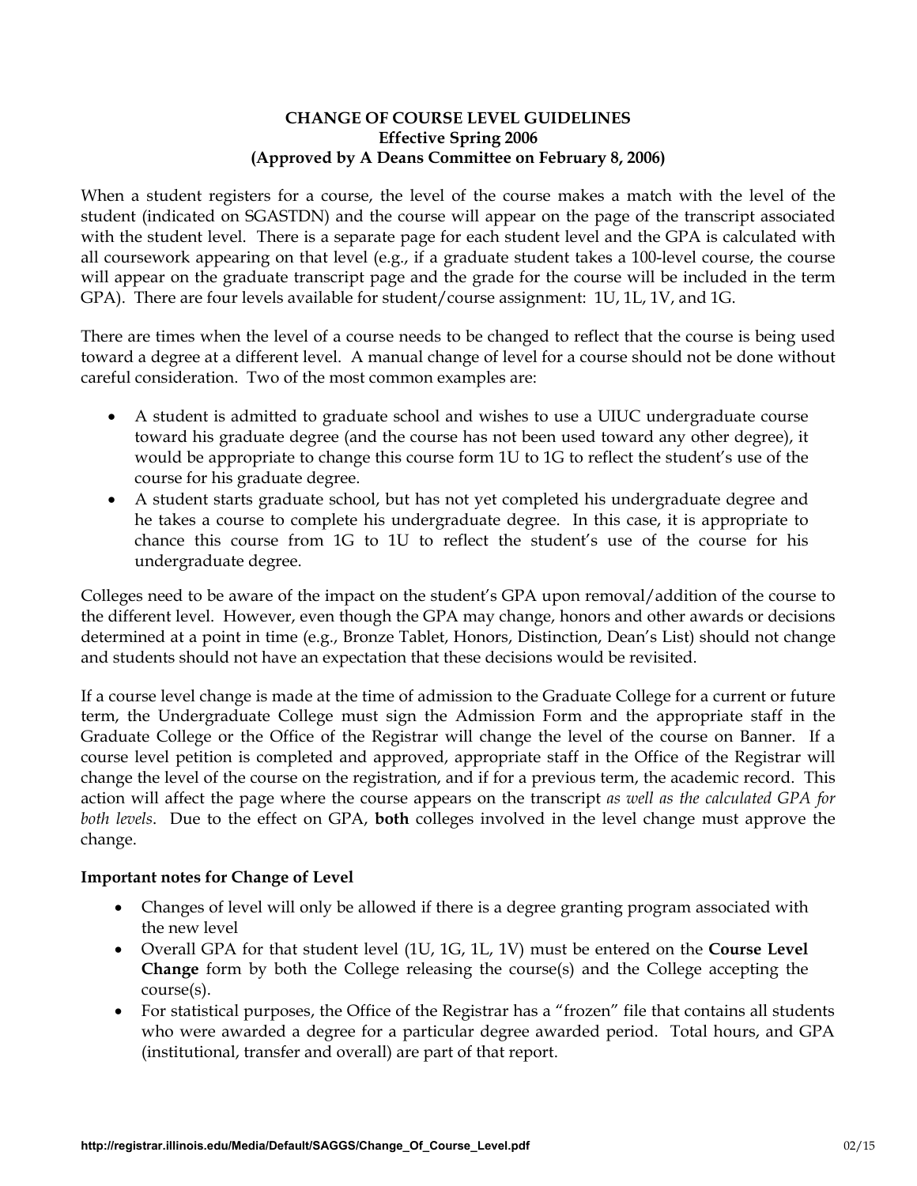**CHANGE OF COURSE LEVEL GUIDELINES**
**Effective Spring 2006**
**(Approved by A Deans Committee on February 8, 2006)**

When a student registers for a course, the level of the course makes a match with the level of the student (indicated on SGASTDN) and the course will appear on the page of the transcript associated with the student level. There is a separate page for each student level and the GPA is calculated with all coursework appearing on that level (e.g., if a graduate student takes a 100-level course, the course will appear on the graduate transcript page and the grade for the course will be included in the term GPA). There are four levels available for student/course assignment: 1U, 1L, 1V, and 1G.

There are times when the level of a course needs to be changed to reflect that the course is being used toward a degree at a different level. A manual change of level for a course should not be done without careful consideration. Two of the most common examples are:

- A student is admitted to graduate school and wishes to use a UIUC undergraduate course toward his graduate degree (and the course has not been used toward any other degree), it would be appropriate to change this course form 1U to 1G to reflect the student's use of the course for his graduate degree.
- A student starts graduate school, but has not yet completed his undergraduate degree and he takes a course to complete his undergraduate degree. In this case, it is appropriate to chance this course from 1G to 1U to reflect the student's use of the course for his undergraduate degree.

Colleges need to be aware of the impact on the student's GPA upon removal/addition of the course to the different level. However, even though the GPA may change, honors and other awards or decisions determined at a point in time (e.g., Bronze Tablet, Honors, Distinction, Dean's List) should not change and students should not have an expectation that these decisions would be revisited.

If a course level change is made at the time of admission to the Graduate College for a current or future term, the Undergraduate College must sign the Admission Form and the appropriate staff in the Graduate College or the Office of the Registrar will change the level of the course on Banner. If a course level petition is completed and approved, appropriate staff in the Office of the Registrar will change the level of the course on the registration, and if for a previous term, the academic record. This action will affect the page where the course appears on the transcript *as well as the calculated GPA for both levels*. Due to the effect on GPA, **both** colleges involved in the level change must approve the change.

**Important notes for Change of Level**

- Changes of level will only be allowed if there is a degree granting program associated with the new level
- Overall GPA for that student level (1U, 1G, 1L, 1V) must be entered on the **Course Level Change** form by both the College releasing the course(s) and the College accepting the course(s).
- For statistical purposes, the Office of the Registrar has a "frozen" file that contains all students who were awarded a degree for a particular degree awarded period. Total hours, and GPA (institutional, transfer and overall) are part of that report.